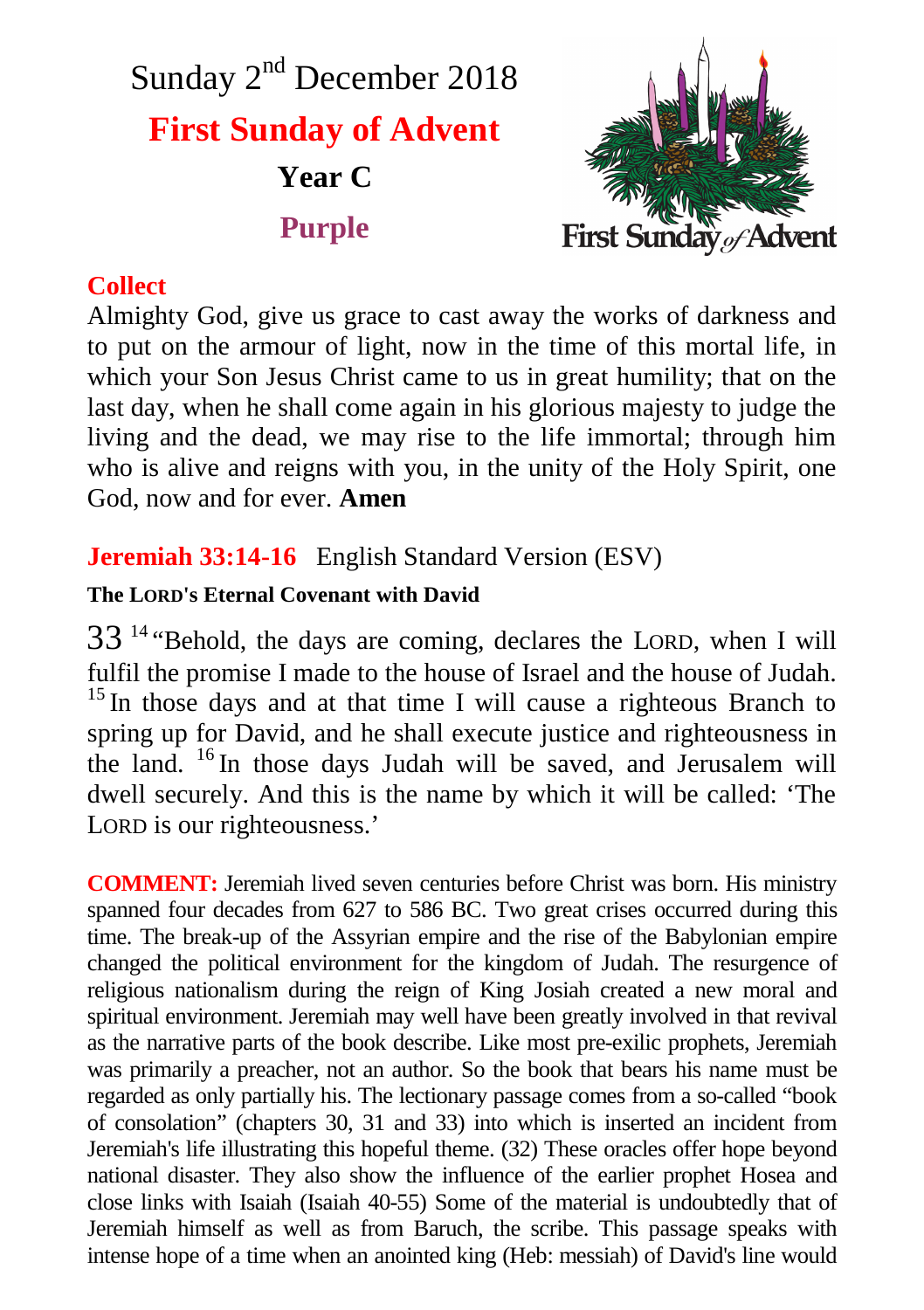Sunday 2nd December 2018

# First Sunday of Advent

**Year C**

**Purple**

First Sunday of Advent

## Collect

Almighty God, give us grace to cast away the works of darkness and to put on the armour of light, now in the time of this mortal life, in which your Son Jesus Christ came to us in great humility; that on the last day, when he shall come again in his glorious majesty to judge the living and the dead, we may rise to the life immortal; through him who is alive and reigns with you, in the unity of the Holy Spirit, one God, now and for ever. **Amen**

## Jeremiah 33:14-16 English Standard Version (ESV)

**The LORD's Eternal Covenant with David**

33 [14] "Behold, the days are coming, declares the LORD, when I will fulfil the promise I made to the house of Israel and the house of Judah. [15] In those days and at that time I will cause a righteous Branch to spring up for David, and he shall execute justice and righteousness in the land. [16] In those days Judah will be saved, and Jerusalem will dwell securely. And this is the name by which it will be called: 'The LORD is our righteousness.'

**COMMENT:** Jeremiah lived seven centuries before Christ was born. His ministry spanned four decades from 627 to 586 BC. Two great crises occurred during this time. The break-up of the Assyrian empire and the rise of the Babylonian empire changed the political environment for the kingdom of Judah. The resurgence of religious nationalism during the reign of King Josiah created a new moral and spiritual environment. Jeremiah may well have been greatly involved in that revival as the narrative parts of the book describe. Like most pre-exilic prophets, Jeremiah was primarily a preacher, not an author. So the book that bears his name must be regarded as only partially his. The lectionary passage comes from a so-called "book of consolation" (chapters 30, 31 and 33) into which is inserted an incident from Jeremiah's life illustrating this hopeful theme. (32) These oracles offer hope beyond national disaster. They also show the influence of the earlier prophet Hosea and close links with Isaiah (Isaiah 40-55) Some of the material is undoubtedly that of Jeremiah himself as well as from Baruch, the scribe. This passage speaks with intense hope of a time when an anointed king (Heb: messiah) of David's line would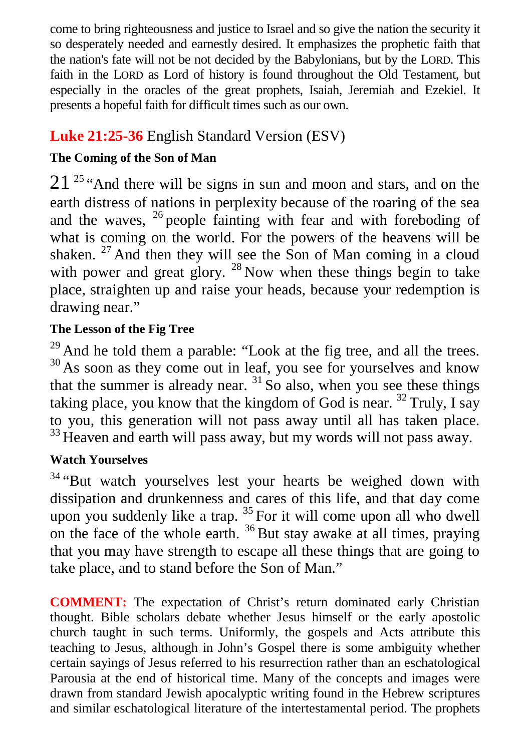come to bring righteousness and justice to Israel and so give the nation the security it so desperately needed and earnestly desired. It emphasizes the prophetic faith that the nation's fate will not be not decided by the Babylonians, but by the LORD. This faith in the LORD as Lord of history is found throughout the Old Testament, but especially in the oracles of the great prophets, Isaiah, Jeremiah and Ezekiel. It presents a hopeful faith for difficult times such as our own.

## **Luke 21:25-36** English Standard Version (ESV)

**The Coming of the Son of Man**

21 [25] "And there will be signs in sun and moon and stars, and on the earth distress of nations in perplexity because of the roaring of the sea and the waves, [26] people fainting with fear and with foreboding of what is coming on the world. For the powers of the heavens will be shaken. [27] And then they will see the Son of Man coming in a cloud with power and great glory. [28] Now when these things begin to take place, straighten up and raise your heads, because your redemption is drawing near."

**The Lesson of the Fig Tree**

[29] And he told them a parable: "Look at the fig tree, and all the trees. [30] As soon as they come out in leaf, you see for yourselves and know that the summer is already near. [31] So also, when you see these things taking place, you know that the kingdom of God is near. [32] Truly, I say to you, this generation will not pass away until all has taken place. [33] Heaven and earth will pass away, but my words will not pass away.

**Watch Yourselves**

[34] "But watch yourselves lest your hearts be weighed down with dissipation and drunkenness and cares of this life, and that day come upon you suddenly like a trap. [35] For it will come upon all who dwell on the face of the whole earth. [36] But stay awake at all times, praying that you may have strength to escape all these things that are going to take place, and to stand before the Son of Man."

**COMMENT:** The expectation of Christ's return dominated early Christian thought. Bible scholars debate whether Jesus himself or the early apostolic church taught in such terms. Uniformly, the gospels and Acts attribute this teaching to Jesus, although in John's Gospel there is some ambiguity whether certain sayings of Jesus referred to his resurrection rather than an eschatological Parousia at the end of historical time. Many of the concepts and images were drawn from standard Jewish apocalyptic writing found in the Hebrew scriptures and similar eschatological literature of the intertestamental period. The prophets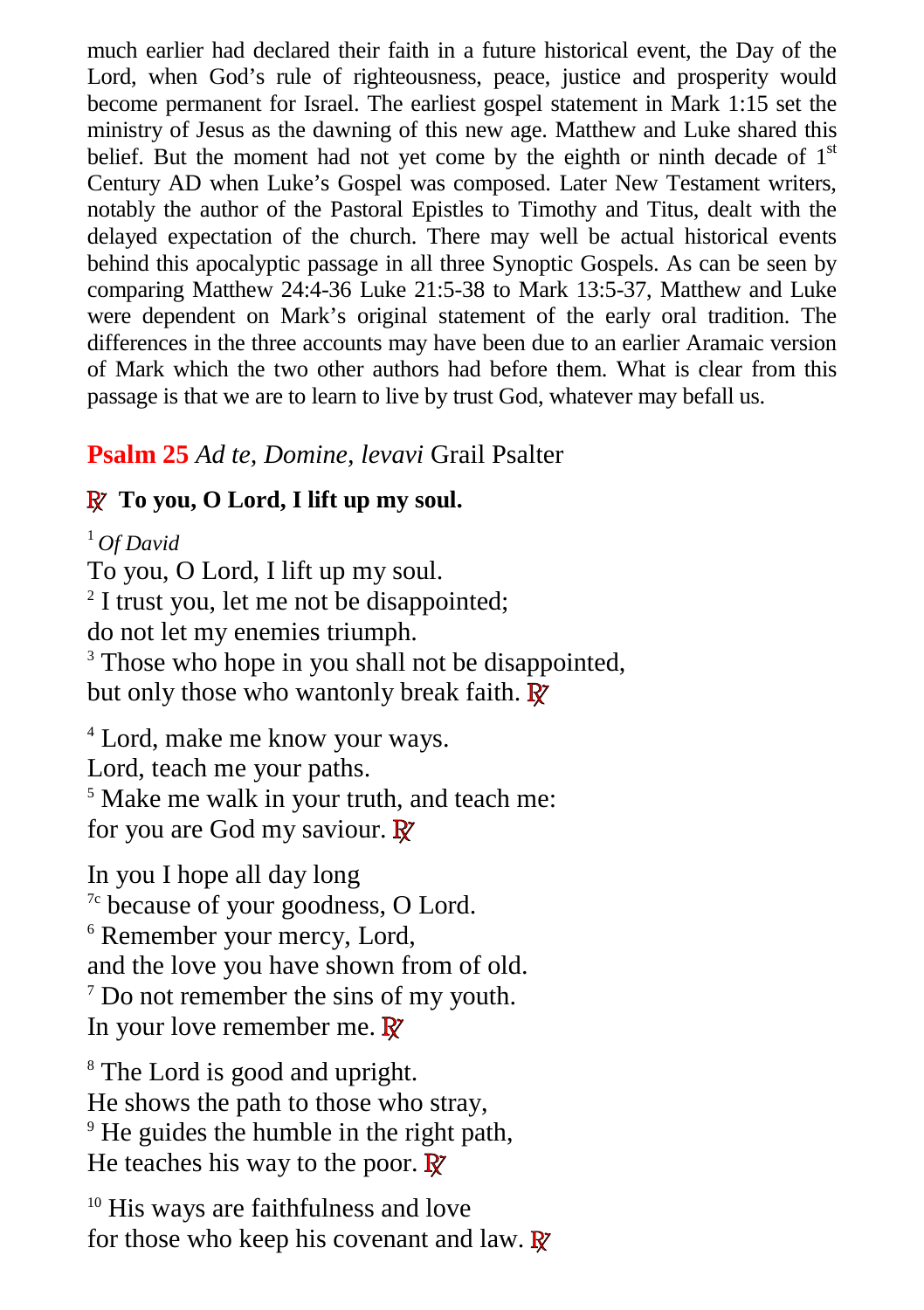much earlier had declared their faith in a future historical event, the Day of the Lord, when God's rule of righteousness, peace, justice and prosperity would become permanent for Israel. The earliest gospel statement in Mark 1:15 set the ministry of Jesus as the dawning of this new age. Matthew and Luke shared this belief. But the moment had not yet come by the eighth or ninth decade of 1st Century AD when Luke's Gospel was composed. Later New Testament writers, notably the author of the Pastoral Epistles to Timothy and Titus, dealt with the delayed expectation of the church. There may well be actual historical events behind this apocalyptic passage in all three Synoptic Gospels. As can be seen by comparing Matthew 24:4-36 Luke 21:5-38 to Mark 13:5-37, Matthew and Luke were dependent on Mark's original statement of the early oral tradition. The differences in the three accounts may have been due to an earlier Aramaic version of Mark which the two other authors had before them. What is clear from this passage is that we are to learn to live by trust God, whatever may befall us.

## **Psalm 25** *Ad te, Domine, levavi* Grail Psalter

℟ **To you, O Lord, I lift up my soul.**

[1] *Of David*
To you, O Lord, I lift up my soul.
[2] I trust you, let me not be disappointed;
do not let my enemies triumph.
[3] Those who hope in you shall not be disappointed,
but only those who wantonly break faith. ℟

[4] Lord, make me know your ways.
Lord, teach me your paths.
[5] Make me walk in your truth, and teach me:
for you are God my saviour. ℟

In you I hope all day long
[7c] because of your goodness, O Lord.
[6] Remember your mercy, Lord,
and the love you have shown from of old.
[7] Do not remember the sins of my youth.
In your love remember me. ℟

[8] The Lord is good and upright.
He shows the path to those who stray,
[9] He guides the humble in the right path,
He teaches his way to the poor. ℟

[10] His ways are faithfulness and love
for those who keep his covenant and law. ℟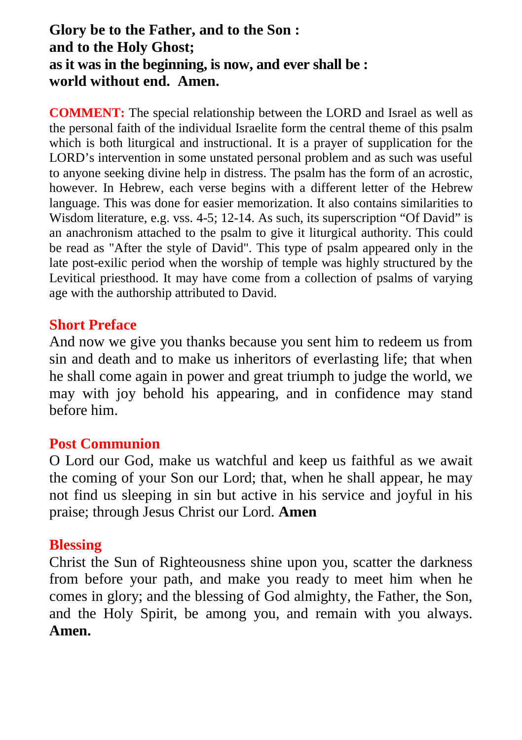**Glory be to the Father, and to the Son :**
**and to the Holy Ghost;**
**as it was in the beginning, is now, and ever shall be :**
**world without end. Amen.**

**COMMENT:** The special relationship between the LORD and Israel as well as the personal faith of the individual Israelite form the central theme of this psalm which is both liturgical and instructional. It is a prayer of supplication for the LORD's intervention in some unstated personal problem and as such was useful to anyone seeking divine help in distress. The psalm has the form of an acrostic, however. In Hebrew, each verse begins with a different letter of the Hebrew language. This was done for easier memorization. It also contains similarities to Wisdom literature, e.g. vss. 4-5; 12-14. As such, its superscription "Of David" is an anachronism attached to the psalm to give it liturgical authority. This could be read as "After the style of David". This type of psalm appeared only in the late post-exilic period when the worship of temple was highly structured by the Levitical priesthood. It may have come from a collection of psalms of varying age with the authorship attributed to David.

## Short Preface

And now we give you thanks because you sent him to redeem us from sin and death and to make us inheritors of everlasting life; that when he shall come again in power and great triumph to judge the world, we may with joy behold his appearing, and in confidence may stand before him.

## Post Communion

O Lord our God, make us watchful and keep us faithful as we await the coming of your Son our Lord; that, when he shall appear, he may not find us sleeping in sin but active in his service and joyful in his praise; through Jesus Christ our Lord. **Amen**

## Blessing

Christ the Sun of Righteousness shine upon you, scatter the darkness from before your path, and make you ready to meet him when he comes in glory; and the blessing of God almighty, the Father, the Son, and the Holy Spirit, be among you, and remain with you always. **Amen.**